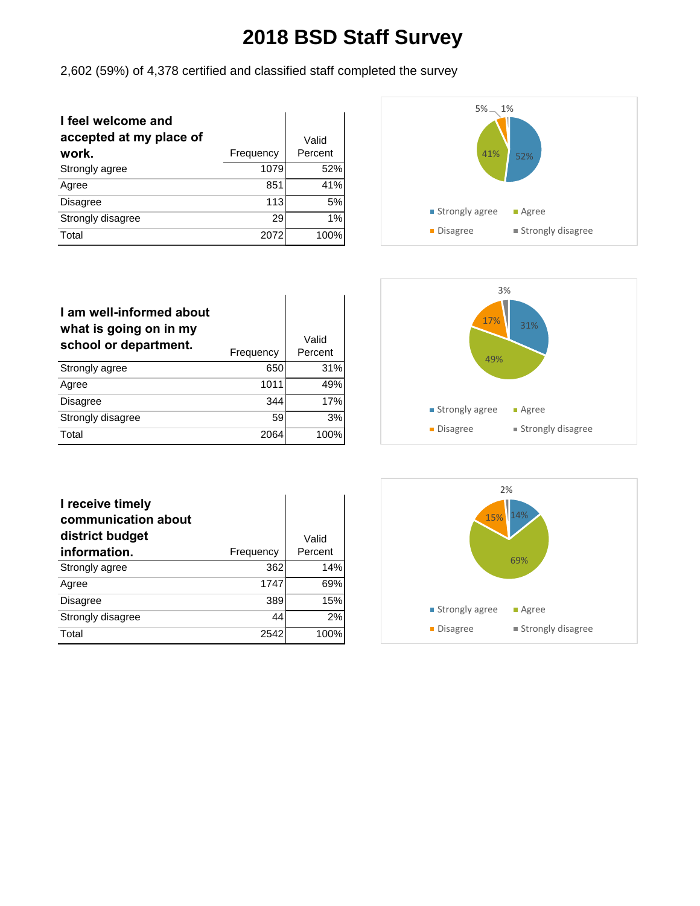# 2018 BSD Staff Survey

2,602 (59%) of 4,378 certified and classified staff completed the survey

| **I feel welcome and accepted at my place of work.** | Frequency | Valid Percent |
|---|---|---|
| Strongly agree | 1079 | 52% |
| Agree | 851 | 41% |
| Disagree | 113 | 5% |
| Strongly disagree | 29 | 1% |
| Total | 2072 | 100% |

| **I am well-informed about what is going on in my school or department.** | Frequency | Valid Percent |
|---|---|---|
| Strongly agree | 650 | 31% |
| Agree | 1011 | 49% |
| Disagree | 344 | 17% |
| Strongly disagree | 59 | 3% |
| Total | 2064 | 100% |

| **I receive timely communication about district budget information.** | Frequency | Valid Percent |
|---|---|---|
| Strongly agree | 362 | 14% |
| Agree | 1747 | 69% |
| Disagree | 389 | 15% |
| Strongly disagree | 44 | 2% |
| Total | 2542 | 100% |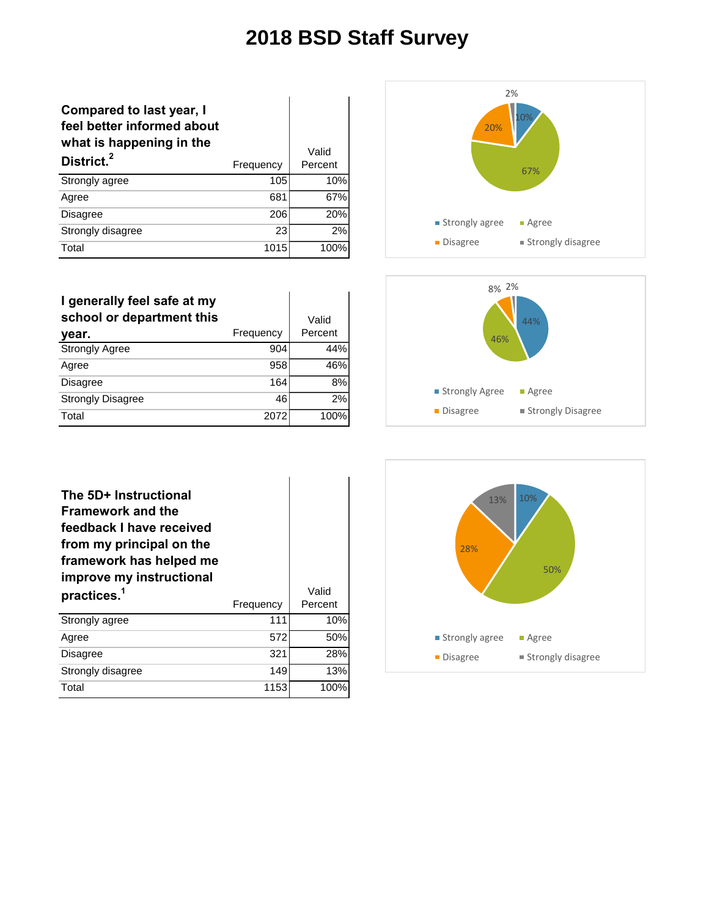# 2018 BSD Staff Survey

| Compared to last year, I feel better informed about what is happening in the District.[2] | Frequency | Valid Percent |
|---|---|---|
| Strongly agree | 105 | 10% |
| Agree | 681 | 67% |
| Disagree | 206 | 20% |
| Strongly disagree | 23 | 2% |
| Total | 1015 | 100% |

| I generally feel safe at my school or department this year. | Frequency | Valid Percent |
|---|---|---|
| Strongly Agree | 904 | 44% |
| Agree | 958 | 46% |
| Disagree | 164 | 8% |
| Strongly Disagree | 46 | 2% |
| Total | 2072 | 100% |

| The 5D+ Instructional Framework and the feedback I have received from my principal on the framework has helped me improve my instructional practices.[1] | Frequency | Valid Percent |
|---|---|---|
| Strongly agree | 111 | 10% |
| Agree | 572 | 50% |
| Disagree | 321 | 28% |
| Strongly disagree | 149 | 13% |
| Total | 1153 | 100% |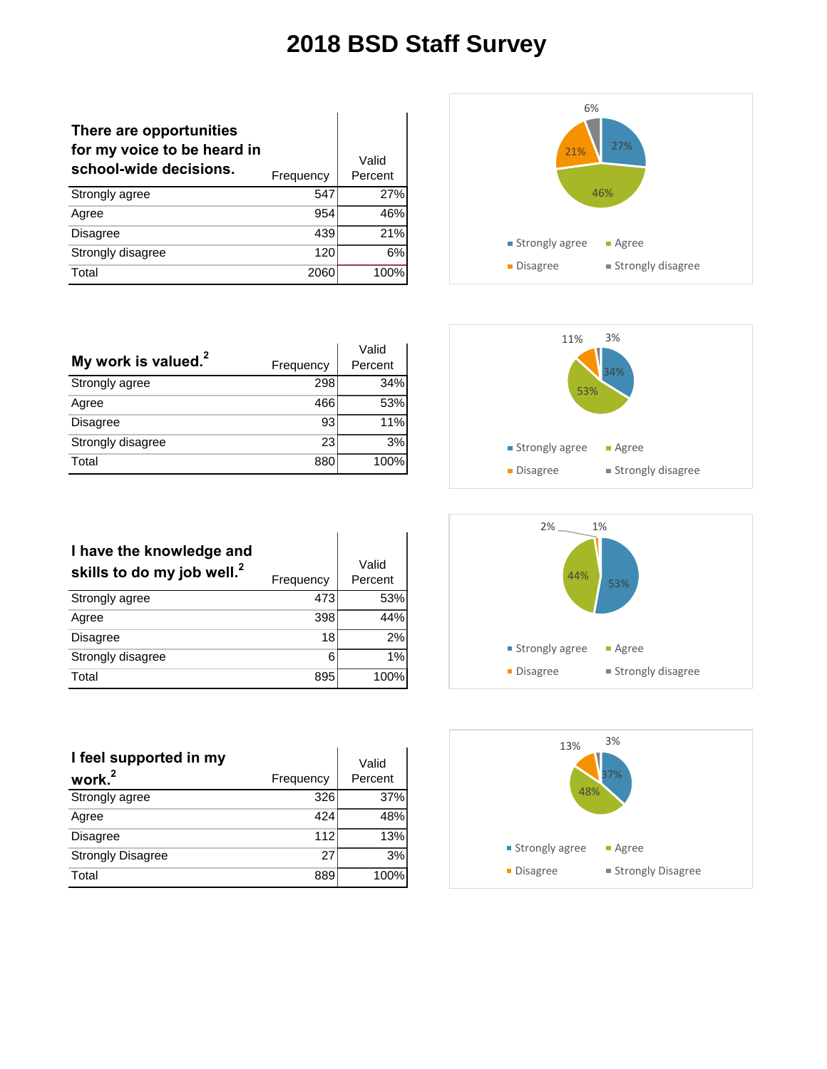# 2018 BSD Staff Survey

| There are opportunities for my voice to be heard in school-wide decisions. | Frequency | Valid Percent |
|---|---|---|
| Strongly agree | 547 | 27% |
| Agree | 954 | 46% |
| Disagree | 439 | 21% |
| Strongly disagree | 120 | 6% |
| Total | 2060 | 100% |

| My work is valued.[2] | Frequency | Valid Percent |
|---|---|---|
| Strongly agree | 298 | 34% |
| Agree | 466 | 53% |
| Disagree | 93 | 11% |
| Strongly disagree | 23 | 3% |
| Total | 880 | 100% |

| I have the knowledge and skills to do my job well.[2] | Frequency | Valid Percent |
|---|---|---|
| Strongly agree | 473 | 53% |
| Agree | 398 | 44% |
| Disagree | 18 | 2% |
| Strongly disagree | 6 | 1% |
| Total | 895 | 100% |

| I feel supported in my work.[2] | Frequency | Valid Percent |
|---|---|---|
| Strongly agree | 326 | 37% |
| Agree | 424 | 48% |
| Disagree | 112 | 13% |
| Strongly Disagree | 27 | 3% |
| Total | 889 | 100% |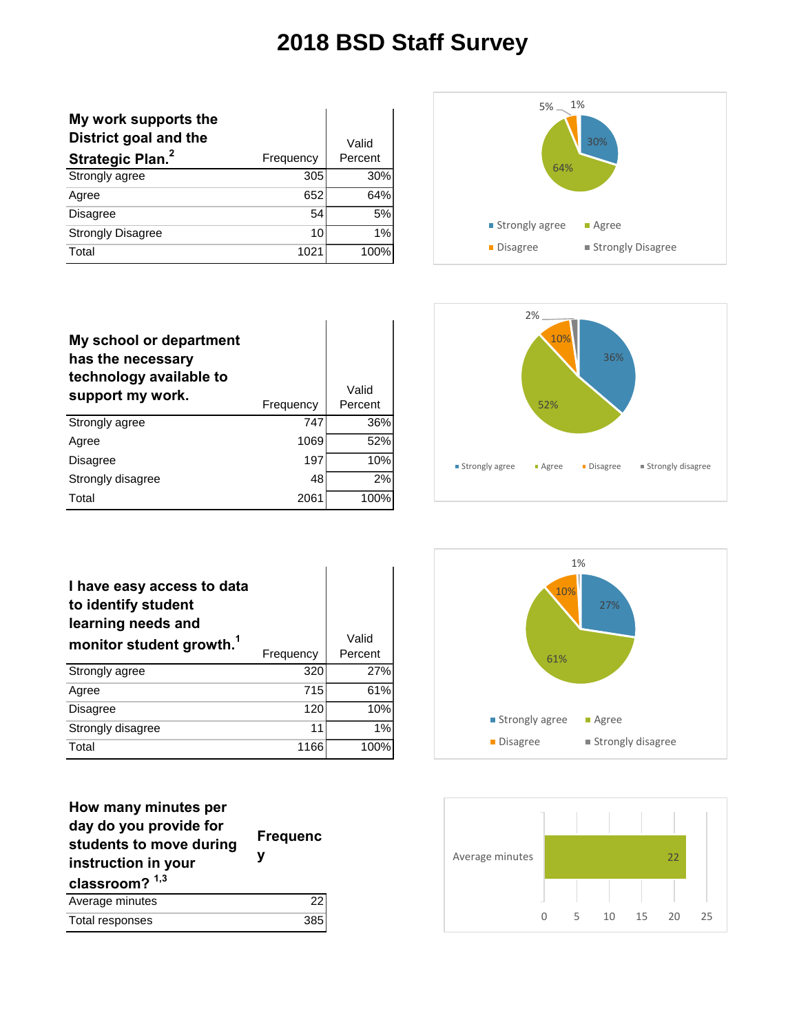# 2018 BSD Staff Survey

| My work supports the District goal and the Strategic Plan.[2] | Frequency | Valid Percent |
|---|---|---|
| Strongly agree | 305 | 30% |
| Agree | 652 | 64% |
| Disagree | 54 | 5% |
| Strongly Disagree | 10 | 1% |
| Total | 1021 | 100% |

| My school or department has the necessary technology available to support my work. | Frequency | Valid Percent |
|---|---|---|
| Strongly agree | 747 | 36% |
| Agree | 1069 | 52% |
| Disagree | 197 | 10% |
| Strongly disagree | 48 | 2% |
| Total | 2061 | 100% |

| I have easy access to data to identify student learning needs and monitor student growth.[1] | Frequency | Valid Percent |
|---|---|---|
| Strongly agree | 320 | 27% |
| Agree | 715 | 61% |
| Disagree | 120 | 10% |
| Strongly disagree | 11 | 1% |
| Total | 1166 | 100% |

| How many minutes per day do you provide for students to move during instruction in your classroom?[1,3] | Frequency |
|---|---|
| Average minutes | 22 |
| Total responses | 385 |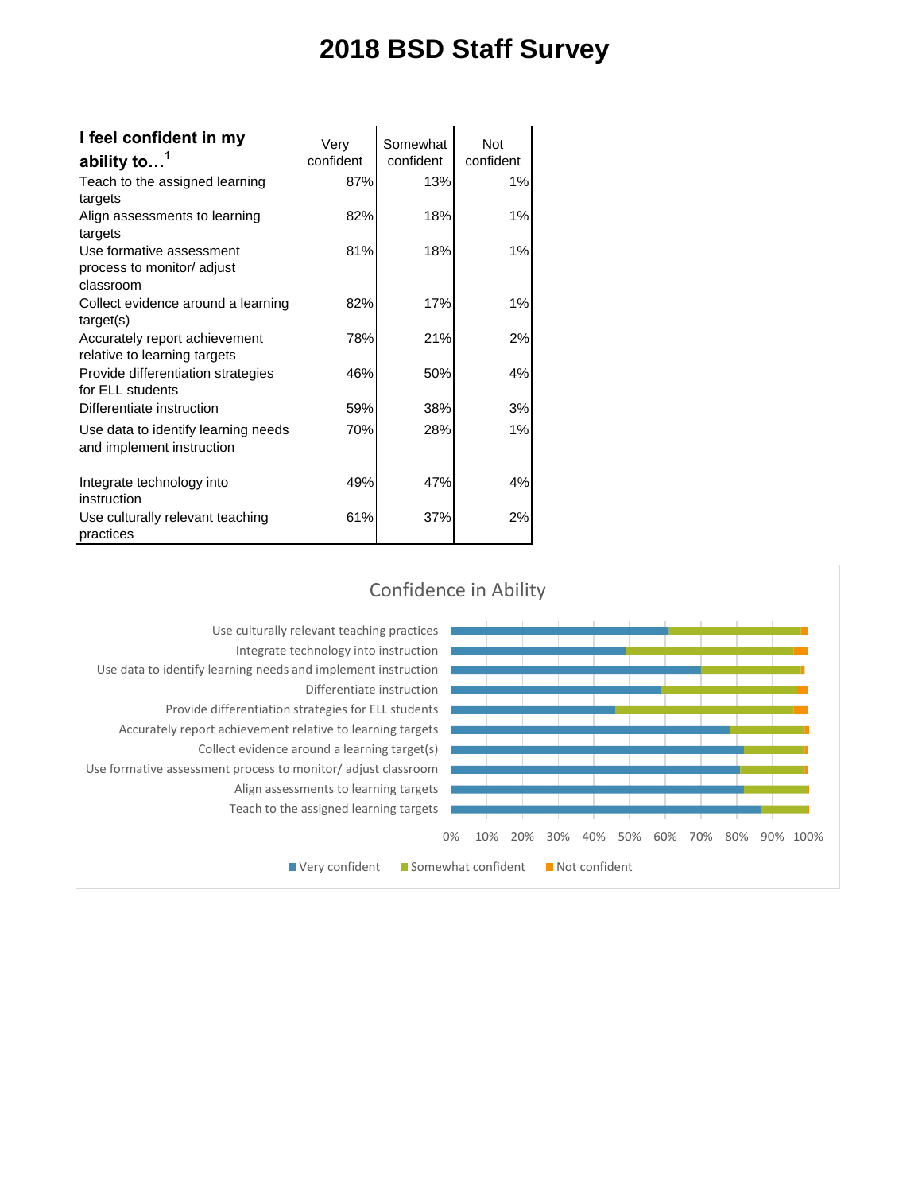# 2018 BSD Staff Survey

| I feel confident in my ability to…[1] | Very confident | Somewhat confident | Not confident |
|---|---|---|---|
| Teach to the assigned learning targets | 87% | 13% | 1% |
| Align assessments to learning targets | 82% | 18% | 1% |
| Use formative assessment process to monitor/ adjust classroom | 81% | 18% | 1% |
| Collect evidence around a learning target(s) | 82% | 17% | 1% |
| Accurately report achievement relative to learning targets | 78% | 21% | 2% |
| Provide differentiation strategies for ELL students | 46% | 50% | 4% |
| Differentiate instruction | 59% | 38% | 3% |
| Use data to identify learning needs and implement instruction | 70% | 28% | 1% |
| Integrate technology into instruction | 49% | 47% | 4% |
| Use culturally relevant teaching practices | 61% | 37% | 2% |

**Confidence in Ability**

Use culturally relevant teaching practices
Integrate technology into instruction
Use data to identify learning needs and implement instruction
Differentiate instruction
Provide differentiation strategies for ELL students
Accurately report achievement relative to learning targets
Collect evidence around a learning target(s)
Use formative assessment process to monitor/ adjust classroom
Align assessments to learning targets
Teach to the assigned learning targets

0% 10% 20% 30% 40% 50% 60% 70% 80% 90% 100%

Very confident | Somewhat confident | Not confident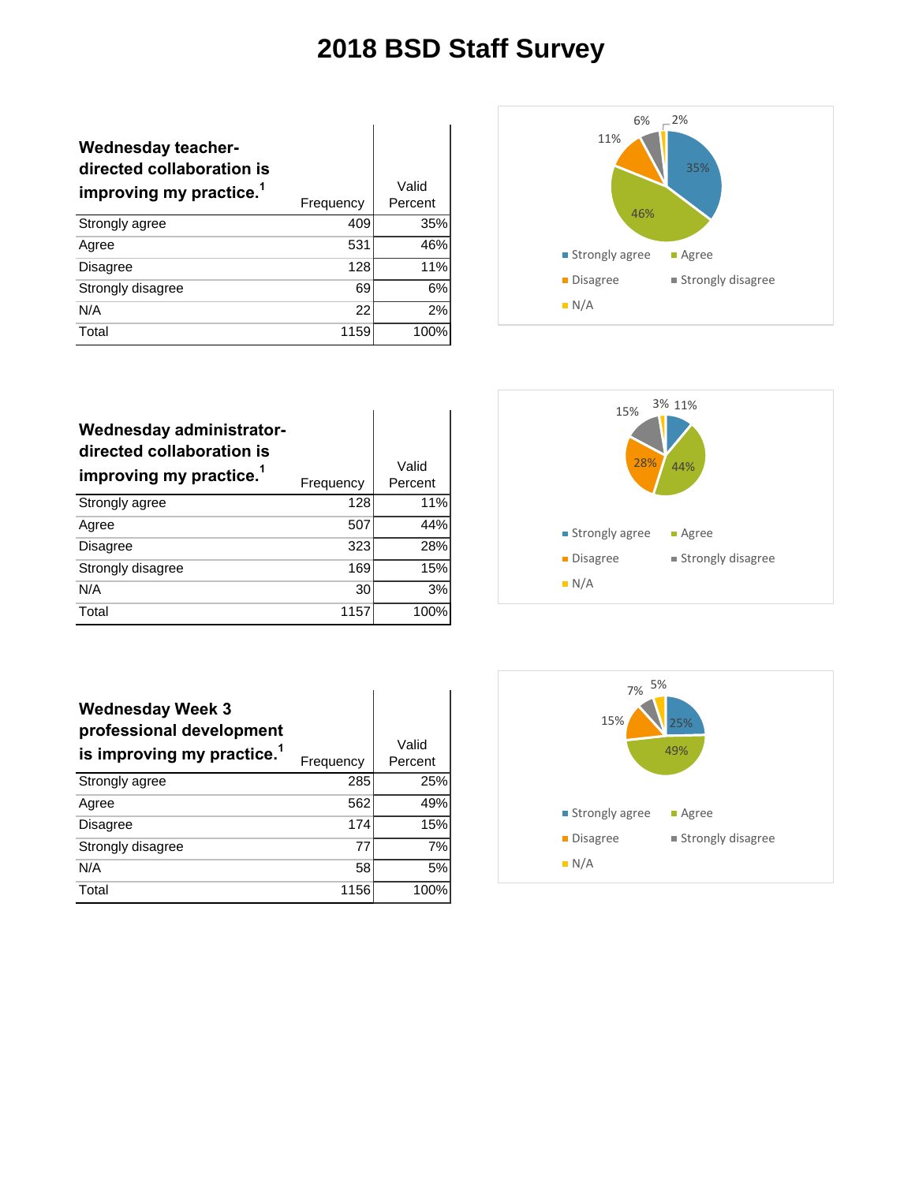# 2018 BSD Staff Survey

| Wednesday teacher-directed collaboration is improving my practice.[1] | Frequency | Valid Percent |
|---|---|---|
| Strongly agree | 409 | 35% |
| Agree | 531 | 46% |
| Disagree | 128 | 11% |
| Strongly disagree | 69 | 6% |
| N/A | 22 | 2% |
| Total | 1159 | 100% |

| Wednesday administrator-directed collaboration is improving my practice.[1] | Frequency | Valid Percent |
|---|---|---|
| Strongly agree | 128 | 11% |
| Agree | 507 | 44% |
| Disagree | 323 | 28% |
| Strongly disagree | 169 | 15% |
| N/A | 30 | 3% |
| Total | 1157 | 100% |

| Wednesday Week 3 professional development is improving my practice.[1] | Frequency | Valid Percent |
|---|---|---|
| Strongly agree | 285 | 25% |
| Agree | 562 | 49% |
| Disagree | 174 | 15% |
| Strongly disagree | 77 | 7% |
| N/A | 58 | 5% |
| Total | 1156 | 100% |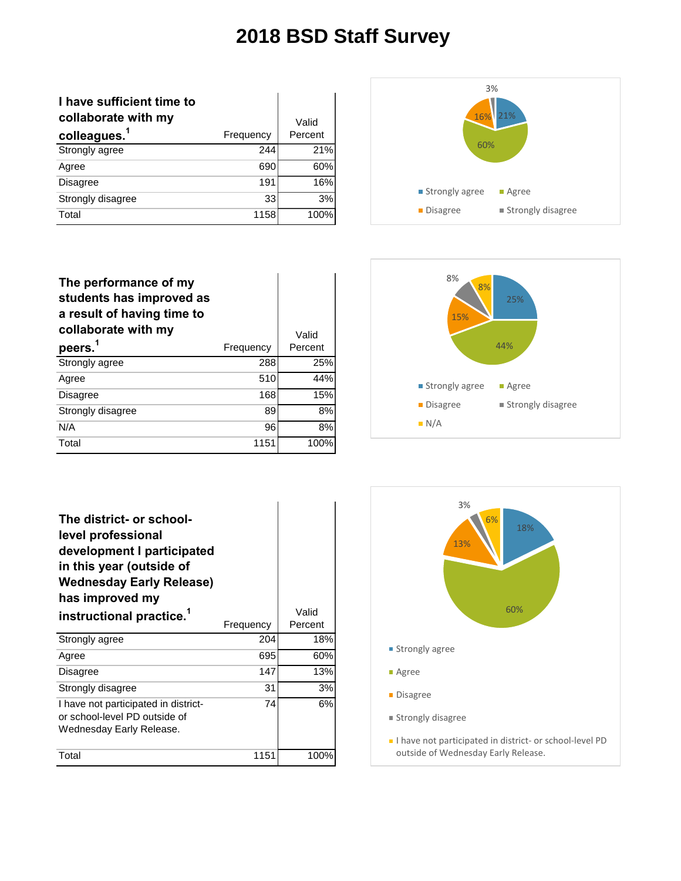# 2018 BSD Staff Survey

| I have sufficient time to collaborate with my colleagues.[1] | Frequency | Valid Percent |
|---|---|---|
| Strongly agree | 244 | 21% |
| Agree | 690 | 60% |
| Disagree | 191 | 16% |
| Strongly disagree | 33 | 3% |
| Total | 1158 | 100% |

| The performance of my students has improved as a result of having time to collaborate with my peers.[1] | Frequency | Valid Percent |
|---|---|---|
| Strongly agree | 288 | 25% |
| Agree | 510 | 44% |
| Disagree | 168 | 15% |
| Strongly disagree | 89 | 8% |
| N/A | 96 | 8% |
| Total | 1151 | 100% |

| The district- or school-level professional development I participated in this year (outside of Wednesday Early Release) has improved my instructional practice.[1] | Frequency | Valid Percent |
|---|---|---|
| Strongly agree | 204 | 18% |
| Agree | 695 | 60% |
| Disagree | 147 | 13% |
| Strongly disagree | 31 | 3% |
| I have not participated in district- or school-level PD outside of Wednesday Early Release. | 74 | 6% |
| Total | 1151 | 100% |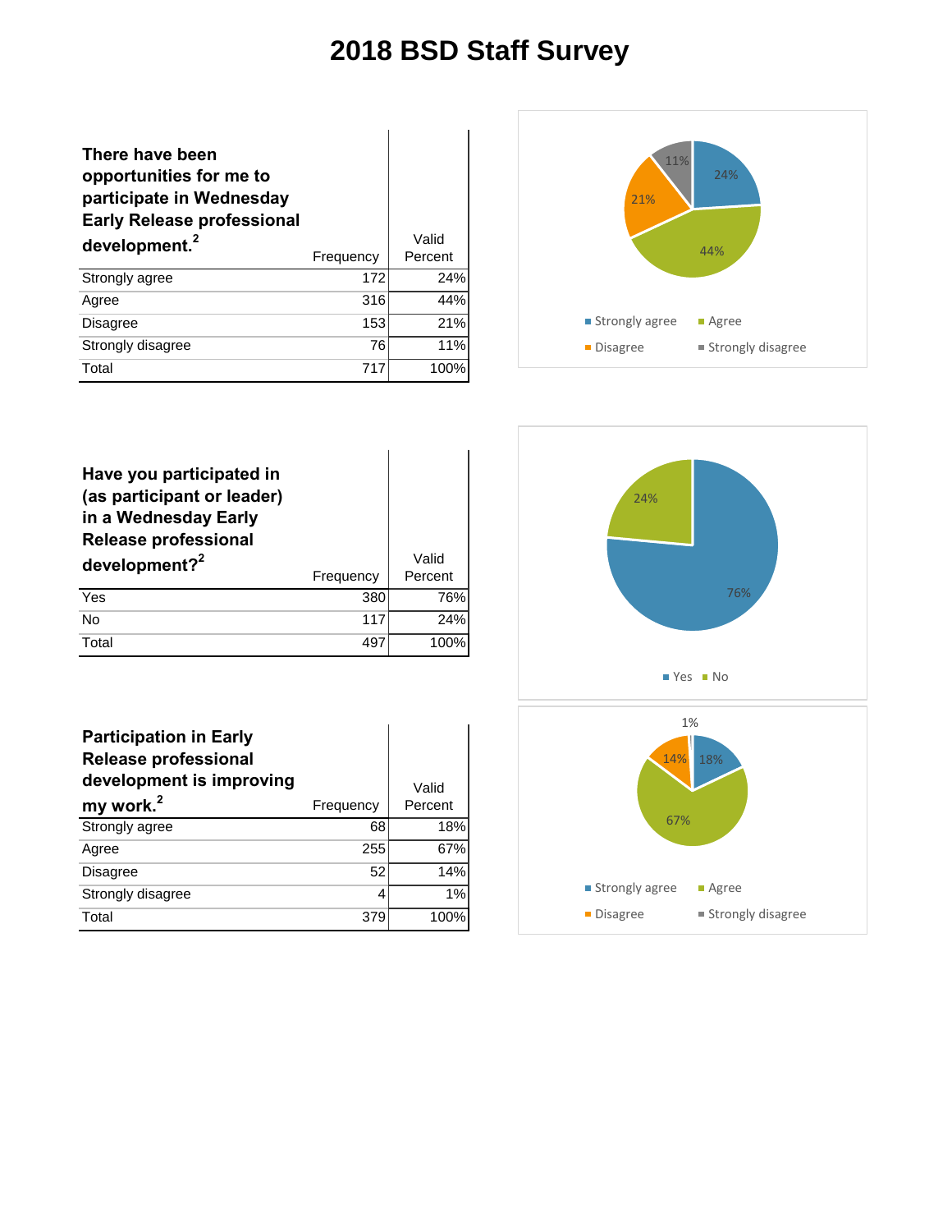# 2018 BSD Staff Survey

| There have been opportunities for me to participate in Wednesday Early Release professional development.[2] | Frequency | Valid Percent |
|---|---|---|
| Strongly agree | 172 | 24% |
| Agree | 316 | 44% |
| Disagree | 153 | 21% |
| Strongly disagree | 76 | 11% |
| Total | 717 | 100% |

| Have you participated in (as participant or leader) in a Wednesday Early Release professional development?[2] | Frequency | Valid Percent |
|---|---|---|
| Yes | 380 | 76% |
| No | 117 | 24% |
| Total | 497 | 100% |

| Participation in Early Release professional development is improving my work.[2] | Frequency | Valid Percent |
|---|---|---|
| Strongly agree | 68 | 18% |
| Agree | 255 | 67% |
| Disagree | 52 | 14% |
| Strongly disagree | 4 | 1% |
| Total | 379 | 100% |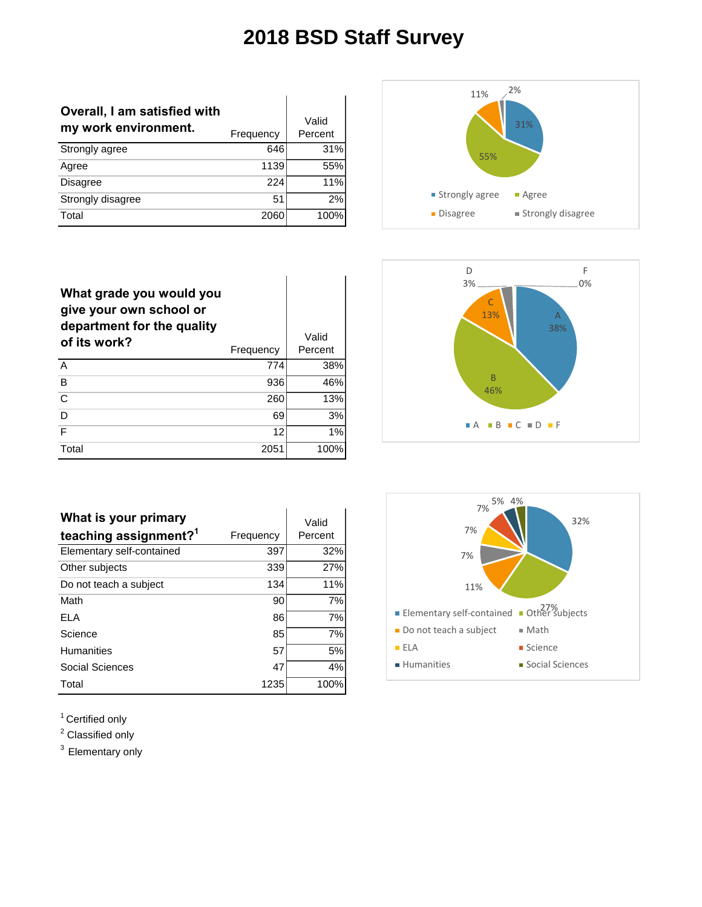# 2018 BSD Staff Survey

| Overall, I am satisfied with my work environment. | Frequency | Valid Percent |
|---|---|---|
| Strongly agree | 646 | 31% |
| Agree | 1139 | 55% |
| Disagree | 224 | 11% |
| Strongly disagree | 51 | 2% |
| Total | 2060 | 100% |

11%
2%
31%
55%
Strongly agree
Agree
Disagree
Strongly disagree

| What grade you would you give your own school or department for the quality of its work? | Frequency | Valid Percent |
|---|---|---|
| A | 774 | 38% |
| B | 936 | 46% |
| C | 260 | 13% |
| D | 69 | 3% |
| F | 12 | 1% |
| Total | 2051 | 100% |

D
3%
F
0%
C
13%
A
38%
B
46%
A B C D F

| What is your primary teaching assignment?[1] | Frequency | Valid Percent |
|---|---|---|
| Elementary self-contained | 397 | 32% |
| Other subjects | 339 | 27% |
| Do not teach a subject | 134 | 11% |
| Math | 90 | 7% |
| ELA | 86 | 7% |
| Science | 85 | 7% |
| Humanities | 57 | 5% |
| Social Sciences | 47 | 4% |
| Total | 1235 | 100% |

5% 4%
7%
7%
7%
11%
32%
27%
Elementary self-contained
Other subjects
Do not teach a subject
Math
ELA
Science
Humanities
Social Sciences

[1] Certified only
[2] Classified only
[3] Elementary only